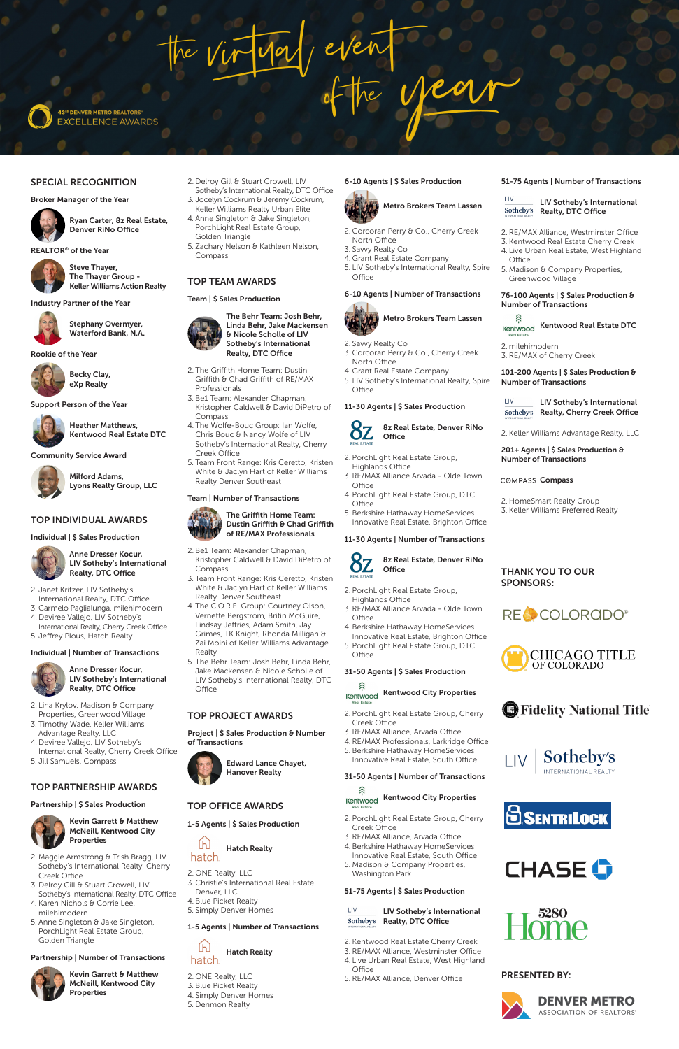# the virtual event of the year

43rd DENVER METRO REALTORS® EXCELLENCE AWARDS

## SPECIAL RECOGNITION

### Broker Manager of the Year

Ryan Carter, 8z Real Estate, Denver RiNo Office

### REALTOR® of the Year

Steve Thayer, The Thayer Group - Keller Williams Action Realty

### Industry Partner of the Year

Stephany Overmyer, Waterford Bank, N.A.

### Rookie of the Year

Becky Clay, eXp Realty

### Support Person of the Year

Heather Matthews, Kentwood Real Estate DTC

### Community Service Award

Milford Adams, Lyons Realty Group, LLC

## TOP INDIVIDUAL AWARDS

### Individual | $ Sales Production

Anne Dresser Kocur, LIV Sotheby's International Realty, DTC Office

2. Janet Kritzer, LIV Sotheby's International Realty, DTC Office
3. Carmelo Paglialunga, milehimodern
4. Deviree Vallejo, LIV Sotheby's International Realty, Cherry Creek Office
5. Jeffrey Plous, Hatch Realty

### Individual | Number of Transactions

Anne Dresser Kocur, LIV Sotheby's International Realty, DTC Office

2. Lina Krylov, Madison & Company Properties, Greenwood Village
3. Timothy Wade, Keller Williams Advantage Realty, LLC
4. Deviree Vallejo, LIV Sotheby's International Realty, Cherry Creek Office
5. Jill Samuels, Compass

## TOP PARTNERSHIP AWARDS

### Partnership | $ Sales Production

Kevin Garrett & Matthew McNeill, Kentwood City Properties

2. Maggie Armstrong & Trish Bragg, LIV Sotheby's International Realty, Cherry Creek Office
3. Delroy Gill & Stuart Crowell, LIV Sotheby's International Realty, DTC Office
4. Karen Nichols & Corrie Lee, milehimodern
5. Anne Singleton & Jake Singleton, PorchLight Real Estate Group, Golden Triangle

### Partnership | Number of Transactions

Kevin Garrett & Matthew McNeill, Kentwood City Properties

2. Delroy Gill & Stuart Crowell, LIV Sotheby's International Realty, DTC Office
3. Jocelyn Cockrum & Jeremy Cockrum, Keller Williams Realty Urban Elite
4. Anne Singleton & Jake Singleton, PorchLight Real Estate Group, Golden Triangle
5. Zachary Nelson & Kathleen Nelson, Compass

## TOP TEAM AWARDS

### Team | $ Sales Production

The Behr Team: Josh Behr, Linda Behr, Jake Mackensen & Nicole Scholle of LIV Sotheby's International Realty, DTC Office

2. The Griffith Home Team: Dustin Griffith & Chad Griffith of RE/MAX Professionals
3. Be1 Team: Alexander Chapman, Kristopher Caldwell & David DiPetro of Compass
4. The Wolfe-Bouc Group: Ian Wolfe, Chris Bouc & Nancy Wolfe of LIV Sotheby's International Realty, Cherry Creek Office
5. Team Front Range: Kris Ceretto, Kristen White & Jaclyn Hart of Keller Williams Realty Denver Southeast

### Team | Number of Transactions

The Griffith Home Team: Dustin Griffith & Chad Griffith of RE/MAX Professionals

2. Be1 Team: Alexander Chapman, Kristopher Caldwell & David DiPetro of Compass
3. Team Front Range: Kris Ceretto, Kristen White & Jaclyn Hart of Keller Williams Realty Denver Southeast
4. The C.O.R.E. Group: Courtney Olson, Vernette Bergstrom, Britin McGuire, Lindsay Jeffries, Adam Smith, Jay Grimes, TK Knight, Rhonda Milligan & Zai Moini of Keller Williams Advantage Realty
5. The Behr Team: Josh Behr, Linda Behr, Jake Mackensen & Nicole Scholle of LIV Sotheby's International Realty, DTC Office

## TOP PROJECT AWARDS

### Project | $ Sales Production & Number of Transactions

Edward Lance Chayet, Hanover Realty

## TOP OFFICE AWARDS

### 1-5 Agents | $ Sales Production

Hatch Realty

2. ONE Realty, LLC
3. Christie's International Real Estate Denver, LLC
4. Blue Picket Realty
5. Simply Denver Homes

### 1-5 Agents | Number of Transactions

Hatch Realty

2. ONE Realty, LLC
3. Blue Picket Realty
4. Simply Denver Homes
5. Denmon Realty

### 6-10 Agents | $ Sales Production

Metro Brokers Team Lassen

2. Corcoran Perry & Co., Cherry Creek North Office
3. Savvy Realty Co
4. Grant Real Estate Company
5. LIV Sotheby's International Realty, Spire Office

### 6-10 Agents | Number of Transactions

Metro Brokers Team Lassen

2. Savvy Realty Co
3. Corcoran Perry & Co., Cherry Creek North Office
4. Grant Real Estate Company
5. LIV Sotheby's International Realty, Spire Office

### 11-30 Agents | $ Sales Production

8z Real Estate, Denver RiNo Office

2. PorchLight Real Estate Group, Highlands Office
3. RE/MAX Alliance Arvada - Olde Town Office
4. PorchLight Real Estate Group, DTC Office
5. Berkshire Hathaway HomeServices Innovative Real Estate, Brighton Office

### 11-30 Agents | Number of Transactions

8z Real Estate, Denver RiNo Office

2. PorchLight Real Estate Group, Highlands Office
3. RE/MAX Alliance Arvada - Olde Town Office
4. Berkshire Hathaway HomeServices Innovative Real Estate, Brighton Office
5. PorchLight Real Estate Group, DTC Office

### 31-50 Agents | $ Sales Production

Kentwood City Properties

2. PorchLight Real Estate Group, Cherry Creek Office
3. RE/MAX Alliance, Arvada Office
4. RE/MAX Professionals, Larkridge Office
5. Berkshire Hathaway HomeServices Innovative Real Estate, South Office

### 31-50 Agents | Number of Transactions

Kentwood City Properties

2. PorchLight Real Estate Group, Cherry Creek Office
3. RE/MAX Alliance, Arvada Office
4. Berkshire Hathaway HomeServices Innovative Real Estate, South Office
5. Madison & Company Properties, Washington Park

### 51-75 Agents | $ Sales Production

LIV Sotheby's International Realty, DTC Office

2. Kentwood Real Estate Cherry Creek
3. RE/MAX Alliance, Westminster Office
4. Live Urban Real Estate, West Highland Office
5. RE/MAX Alliance, Denver Office

### 51-75 Agents | Number of Transactions

LIV Sotheby's International Realty, DTC Office

2. RE/MAX Alliance, Westminster Office
3. Kentwood Real Estate Cherry Creek
4. Live Urban Real Estate, West Highland Office
5. Madison & Company Properties, Greenwood Village

### 76-100 Agents | $ Sales Production & Number of Transactions

Kentwood Real Estate DTC

2. milehimodern
3. RE/MAX of Cherry Creek

### 101-200 Agents | $ Sales Production & Number of Transactions

LIV Sotheby's International Realty, Cherry Creek Office

2. Keller Williams Advantage Realty, LLC

### 201+ Agents | $ Sales Production & Number of Transactions

Compass

2. HomeSmart Realty Group
3. Keller Williams Preferred Realty

## THANK YOU TO OUR SPONSORS:

RE COLORADO®

CHICAGO TITLE OF COLORADO

Fidelity National Title

LIV Sotheby's International Realty

SentriLock

CHASE

5280 Home

## PRESENTED BY:

DENVER METRO ASSOCIATION OF REALTORS®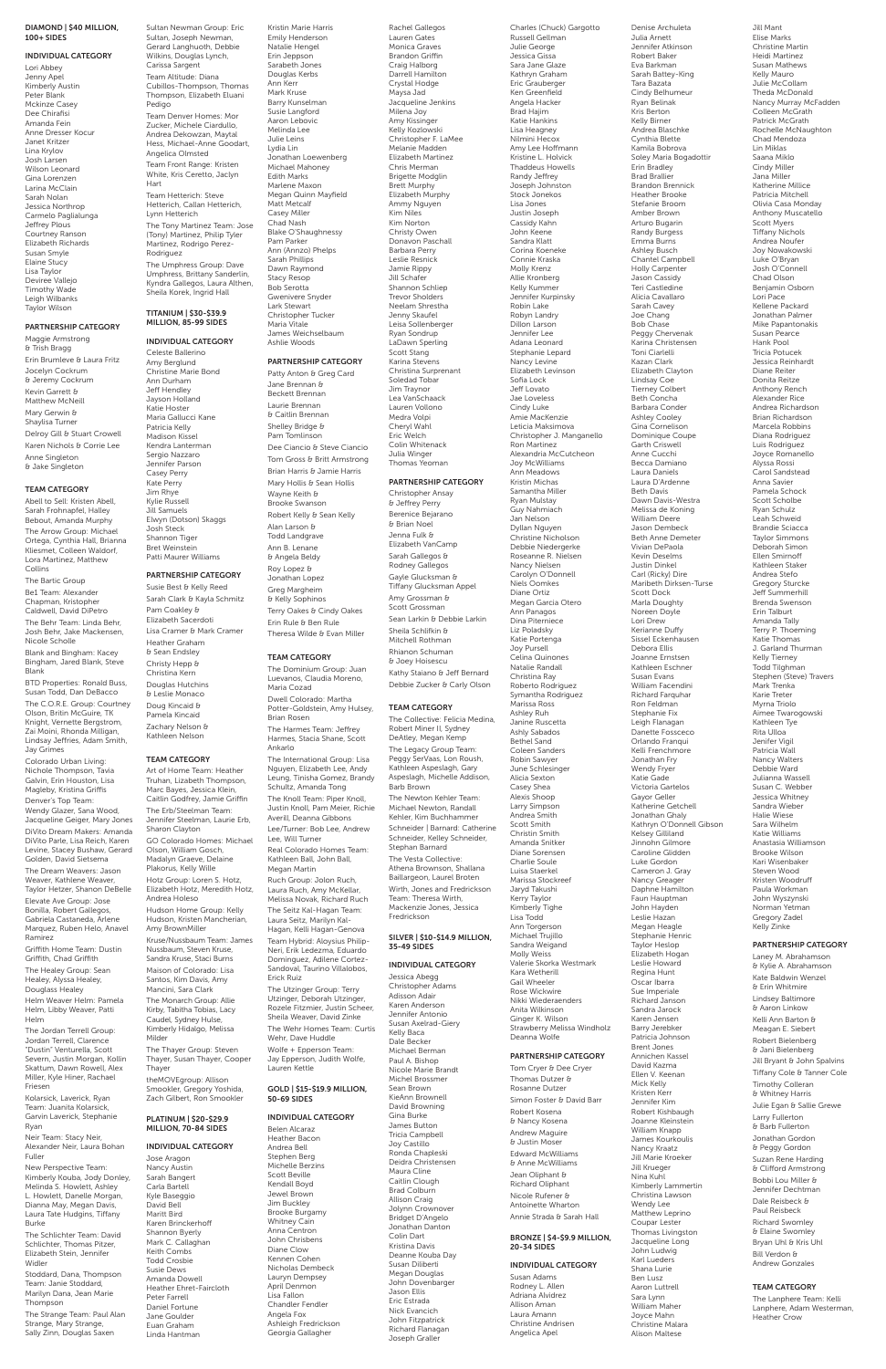## DIAMOND | $40 MILLION, 100+ SIDES

### INDIVIDUAL CATEGORY

Lori Abbey
Jenny Apel
Kimberly Austin
Peter Blank
Mckinze Casey
Dee Chirafisi
Amanda Fein
Anne Dresser Kocur
Janet Kritzer
Lina Krylov
Josh Larsen
Wilson Leonard
Gina Lorenzen
Larina McClain
Sarah Nolan
Jessica Northrop
Carmelo Paglialunga
Jeffrey Plous
Courtney Ranson
Elizabeth Richards
Susan Smyle
Elaine Stucy
Lisa Taylor
Devree Vallejo
Timothy Wade
Leigh Wilbanks
Taylor Wilson

### PARTNERSHIP CATEGORY

Maggie Armstrong & Trish Bragg
Erin Brumleve & Laura Fritz
Jocelyn Cockrum & Jeremy Cockrum
Kevin Garrett & Matthew McNeill
Mary Gerwin & Shaylisa Turner
Delroy Gill & Stuart Crowell
Karen Nichols & Corrie Lee
Anne Singleton & Jake Singleton

### TEAM CATEGORY

Abell to Sell: Kristen Abell, Sarah Frohnapfel, Halley Bebout, Amanda Murphy
The Arrow Group: Michael Ortega, Cynthia Hall, Brianna Kliesmet, Colleen Waldorf, Lora Martinez, Matthew Collins
The Bartic Group
Be1 Team: Alexander Chapman, Kristopher Caldwell, David DiPetro
The Behr Team: Linda Behr, Josh Behr, Jake Mackensen, Nicole Scholle
Blank and Bingham: Kacey Bingham, Jared Blank, Steve Blank
BTD Properties: Ronald Buss, Susan Todd, Dan DeBacco
The C.O.R.E. Group: Courtney Olson, Britin McGuire, TK Knight, Vernette Bergstrom, Zai Moini, Rhonda Milligan, Lindsay Jeffries, Adam Smith, Jay Grimes
Colorado Urban Living: Nichole Thompson, Tavia Galvin, Erin Houston, Lisa Magleby, Kristina Griffis
Denver's Top Team: Wendy Glazer, Sana Wood, Jacqueline Geiger, Mary Jones
DiVito Dream Makers: Amanda DiVito Parle, Lisa Reich, Karen Levine, Stacey Bushaw, Gerard Golden, David Sietsema
The Dream Weavers: Jason Weaver, Kathlene Weaver, Taylor Hetzer, Sharon DeBelle
Elevate Ave Group: Jose Bonilla, Robert Gallegos, Gabriela Castaneda, Arlene Marquez, Ruben Helo, Anavel Ramirez
Griffith Home Team: Dustin Griffith, Chad Griffith
The Healey Group: Sean Healey, Alyssa Healey, Douglass Healey
Helm Weaver Helm: Pamela Helm, Libby Weaver, Patti Helm
The Jordan Terrell Group: Jordan Terrell, Clarence "Dustin" Venturella, Scott Severn, Justin Morgan, Kollin Skattum, Dawn Rowell, Alex Miller, Kyle Hiner, Rachael Friesen
Kolarsick, Laverick, Ryan Team: Juanita Kolarsick, Garvin Laverick, Stephanie Ryan
Neir Team: Stacy Neir, Alexander Neir, Laura Bohan Fuller
New Perspective Team: Kimberly Kouba, Jody Donley, Melinda S. Howlett, Ashley L. Howlett, Danelle Morgan, Dianna May, Megan Davis, Laura Tate Hudgins, Tiffany Burke
The Schlichter Team: David Schlichter, Thomas Pitzer, Elizabeth Stein, Jennifer Widler
Stoddard, Dana, Thompson Team: Janie Stoddard, Marilyn Dana, Jean Marie Thompson
The Strange Team: Paul Alan Strange, Mary Strange, Sally Zinn, Douglas Saxen
Sultan Newman Group: Eric Sultan, Joseph Newman, Gerard Langhuoth, Debbie Wilkins, Douglas Lynch, Carissa Sargent
Team Altitude: Diana Cubillos-Thompson, Thomas Thompson, Elizabeth Eluani Pedigo
Team Denver Homes: Mor Zucker, Michele Ciardullo, Andrea Dekowzan, Maytal Hess, Michael-Anne Goodart, Angelica Olmsted
Team Front Range: Kristen White, Kris Ceretto, Jaclyn Hart
Team Hetterich: Steve Hetterich, Callan Hetterich, Lynn Hetterich
The Tony Martinez Team: Jose (Tony) Martinez, Philip Tyler Martinez, Rodrigo Perez-Rodriguez
The Umphress Group: Dave Umphress, Brittany Sanderlin, Kyndra Gallegos, Laura Althen, Sheila Korek, Ingrid Hall

## TITANIUM | $30-$39.9 MILLION, 85-99 SIDES

### INDIVIDUAL CATEGORY

Celeste Ballerino
Amy Berglund
Christine Marie Bond
Ann Durham
Jeff Hendley
Jayson Holland
Katie Hoster
Maria Gallucci Kane
Patricia Kelly
Madison Kissel
Kendra Lanterman
Sergio Nazzaro
Jennifer Parson
Casey Perry
Kate Perry
Jim Rhye
Kylie Russell
Jill Samuels
Elwyn (Dotson) Skaggs
Josh Steck
Shannon Tiger
Bret Weinstein
Patti Maurer Williams

### PARTNERSHIP CATEGORY

Susie Best & Kelly Reed
Sarah Clark & Kayla Schmitz
Pam Coakley & Elizabeth Sacerdoti
Lisa Cramer & Mark Cramer
Heather Graham & Sean Endsley
Christy Hepp & Christina Kern
Douglas Hutchins & Leslie Monaco
Doug Kincaid & Pamela Kincaid
Zachary Nelson & Kathleen Nelson

### TEAM CATEGORY

Art of Home Team: Heather Truhan, Elizabeth Thompson, Marc Bayes, Jessica Klein, Caitlin Godfrey, Jamie Griffin
The Erb/Steelman Team: Jennifer Steelman, Laurie Erb, Sharon Clayton
GO Colorado Homes: Michael Olson, William Gosch, Madalyn Graeve, Delaine Plakorus, Kelly Wille
Hotz Group: Loren S. Hotz, Elizabeth Hotz, Meredith Hotz, Andrea Holeso
Hudson Home Group: Kelly Hudson, Kristen Mancherian, Amy BrownMiller
Kruse/Nussbaum Team: James Nussbaum, Steven Kruse, Sandra Kruse, Staci Burns
Maison of Colorado: Lisa Santos, Kim Davis, Amy Mancini, Sara Clark
The Monarch Group: Allie Kirby, Tabitha Tobias, Lacy Caudel, Sydney Hulse, Kimberly Hidalgo, Melissa Milder
The Thayer Group: Steven Thayer, Susan Thayer, Cooper Thayer
theMOVEgroup: Allison Smookler, Gregory Yoshida, Zach Gilbert, Ron Smookler

## PLATINUM | $20-$29.9 MILLION, 70-84 SIDES

### INDIVIDUAL CATEGORY

Jose Aragon
Nancy Austin
Sarah Bangert
Carla Bartell
Kyle Baseggio
David Bell
Marilt Bird
Karen Brinckerhoff
Shannon Byerly
Mark C. Callaghan
Keith Combs
Todd Crosbie
Susie Dews
Amanda Dowell
Heather Ehret-Faircloth
Peter Farrell
Daniel Fortune
Jane Goulder
Euan Graham
Linda Hantman
Kristin Marie Harris
Emily Henderson
Natalie Hengel
Erin Jeppson
Sarabeth Jones
Douglas Kerbs
Ann Kerr
Mark Kruse
Barry Kunselman
Susie Langford
Aaron Lebovic
Melinda Lee
Julie Leins
Lydia Lin
Jonathan Loewenberg
Michael Mahoney
Edith Marks
Marlene Maxon
Megan Quinn Mayfield
Matt Metcalf
Casey Miller
Chad Nash
Blake O'Shaughnessy
Pam Parker
Ann (Annzo) Phelps
Sarah Phillips
Dawn Raymond
Stacy Resop
Bob Serotta
Gwenivere Snyder
Lark Stewart
Christopher Tucker
Mara Vitale
James Weichselbaum
Ashlie Woods

### PARTNERSHIP CATEGORY

Patty Anton & Greg Card
Jane Brennan & Beckett Brennan
Laurie Brennan & Caitlin Brennan
Shelley Bridge & Pam Tomlinson
Dee Ciancio & Steve Ciancio
Tom Gross & Britt Armstrong
Brian Harris & Jamie Harris
Mary Hollis & Sean Hollis
Wayne Keith & Brooke Swanson
Robert Kelly & Sean Kelly
Alan Larson & Todd Landgrave
Ann B. Lenane & Angela Beldy
Roy Lopez & Jonathan Lopez
Greg Margheim & Kelly Sophinos
Terry Oakes & Cindy Oakes
Erin Rule & Ben Rule
Theresa Wilde & Evan Miller

### TEAM CATEGORY

The Dominium Group: Juan Luevanos, Claudia Moreno, Maria Cozad
Dwell Colorado: Martha Potter-Goldstein, Amy Hulsey, Brian Rosen
The Harmes Team: Jeffrey Harmes, Stacia Shane, Scott Ankarlo
The International Group: Lisa Nguyen, Elizabeth Lee, Andy Leung, Thisha Gomez, Brandy Schultz, Amanda Tong
The Knoll Team: Piper Knoll, Justin Knoll, Pam Meier, Richie Averill, Deanna Gibbons
Lee/Turner: Bob Lee, Andrew Lee, Will Turner
Real Colorado Homes Team: Kathleen Ball, John Ball, Megan Martin
Ruch Group: Jolon Ruch, Laura Ruch, Amy McKellar, Melissa Novak, Richard Ruch
The Seitz Kal-Hagan Team: Laura Seitz, Marilyn Kal-Hagan, Kelli Hagan-Genova
Team Hybrid: Aloysius Philip-Neri, Erik Ledezma, Eduardo Dominguez, Adilene Cortez-Sandoval, Taurino Villalobos, Erick Ruiz
The Utzinger Group: Terry Utzinger, Deborah Utzinger, Rozele Fitzmier, Justin Scheer, Sheila Weaver, David Zinke
The Wehr Homes Team: Curtis Wehr, Dave Huddle
Wolfe + Epperson Team: Jay Epperson, Judith Wolfe, Lauren Kettle

## GOLD | $15-$19.9 MILLION, 50-69 SIDES

### INDIVIDUAL CATEGORY

Belen Alcaraz
Heather Bacon
Andrea Bell
Stephen Berg
Michelle Berzins
Scott Beville
Kendall Boyd
Jewel Brown
Jim Buckley
Brooke Burgamy
Whitney Cain
Anna Centron
John Chrisbens
Diane Clow
Kennen Cohen
Nicholas Dembeck
Lauryn Dempsey
April Denmon
Lisa Fallon
Chandler Fendler
Angela Fox
Ashleigh Fredrickson
Georgia Gallagher
Rachel Gallegos
Lauren Gates
Monica Graves
Brandon Griffin
Craig Halborg
Darrell Hamilton
Crystal Hodge
Maysa Jad
Jacqueline Jenkins
Milena Joy
Amy Kissinger
Kelly Kozlowski
Christopher F. LaMee
Melanie Madden
Elizabeth Martinez
Chris Merman
Brigette Modglin
Brett Murphy
Elizabeth Murphy
Ammy Nguyen
Kim Niles
Kim Norton
Christy Owen
Donavon Paschall
Barbara Perry
Leslie Resnick
Jamie Rippy
Jill Schafer
Shannon Schliep
Trevor Sholders
Neelam Shrestha
Jenny Skaufel
Leisa Sollenberger
Ryan Sondrup
LaDawn Sperling
Scott Stang
Karina Stevens
Christina Surprenant
Soledad Tobar
Jim Traynor
Lea VanSchaack
Lauren Vollono
Medra Volpi
Cheryl Wahl
Eric Welch
Colin Whitenack
Julia Winger
Thomas Yeoman

### PARTNERSHIP CATEGORY

Christopher Ansay & Jeffrey Perry
Berenice Bejarano & Brian Noel
Jenna Fulk & Elizabeth VanCamp
Sarah Gallegos & Rodney Gallegos
Gayle Glucksman & Tiffany Glucksman Appel
Amy Grossman & Scott Grossman
Sean Larkin & Debbie Larkin
Sheila Schlifkin & Mitchell Rothman
Rhianon Schuman & Joey Hoisescu
Kathy Staiano & Jeff Bernard
Debbie Zucker & Carly Olson

### TEAM CATEGORY

The Collective: Felicia Medina, Robert Miner II, Sydney DeAtley, Megan Kemp
The Legacy Group Team: Peggy SerVaas, Lon Roush, Kathleen Aspeslagh, Gary Aspeslagh, Michelle Addison, Barb Brown
The Newton Kehler Team: Michael Newton, Randall Kehler, Kim Buchhammer
Schneider | Barnard: Catherine Schneider, Kelley Schneider, Stephan Barnard
The Vesta Collective: Athena Browning, Shallana Baillargeon, Laurel Broten
Wirth, Jones and Fredrickson Team: Theresa Wirth, Mackenzie Jones, Jessica Fredrickson

## SILVER | $10-$14.9 MILLION, 35-49 SIDES

### INDIVIDUAL CATEGORY

Jessica Abegg
Christopher Adams
Adisson Adair
Karen Anderson
Jennifer Antonio
Susan Axelrad-Giery
Kelly Baca
Dale Becker
Michael Berman
Paul A. Bishop
Nicole Marie Brandt
Michael Brossmer
Sean Brown
KieAnn Brownell
David Browning
Gina Burke
James Button
Tricia Campbell
Joy Castillo
Ronda Chapleski
Deidra Christensen
Maura Cline
Caitlin Clough
Brad Colburn
Allison Craig
Jolynn Crownover
Bridget D'Angelo
Jonathan Danton
Colin Dart
Kristina Davis
Deanne Kouba Day
Susan Diliberti
Megan Douglas
John Dovenbarger
Jason Ellis
Eric Estrada
Nick Evancich
John Fitzpatrick
Richard Flanagan
Joseph Graller
Charles (Chuck) Gargotto
Russell Gellman
Julie George
Jessica Gissa
Sara Jane Glaze
Kathryn Graham
Eric Grauberger
Ken Greenfield
Angela Hacker
Brad Hajim
Katie Hankins
Lisa Heagney
Nilmini Hecox
Amy Lee Hoffmann
Kristine L. Holvick
Thaddeus Howells
Randy Jeffrey
Joseph Johnston
Stock Jonekos
Lisa Jones
Justin Joseph
Cassidy Kahn
John Keene
Sandra Klatt
Corina Koeneke
Connie Kraska
Molly Krenz
Allie Kronberg
Kelly Kummer
Jennifer Kurpinsky
Robin Lake
Robyn Landry
Dillon Larson
Jennifer Lee
Adana Leonard
Stephanie Lepard
Nancy Levine
Elizabeth Levinson
Sofia Lock
Jeff Lovato
Jae Loveless
Cindy Luke
Amie MacKenzie
Leticia Maksimova
Christopher J. Manganello
Ron Martinez
Alexandria McCutcheon
Joy McWilliams
Ann Meadows
Kristin Michas
Samantha Miller
Ryan Mulstay
Guy Nahmiach
Jan Nelson
Dyllan Nguyen
Christine Nicholson
Debbie Niedergerke
Roseanne R. Nielsen
Nancy Nielsen
Carolyn O'Donnell
Niels Oomkes
Diane Ortiz
Megan Garcia Otero
Ann Panagos
Dina Piterniece
Liz Poladsky
Katie Portenga
Joy Pursell
Celina Quinones
Natalie Randall
Christina Ray
Roberto Rodriguez
Symantha Rodriguez
Marissa Ross
Ashley Ruh
Janine Ruscetta
Ashly Sabados
Bethel Sand
Coleen Sanders
Robin Sawyer
June Schlesinger
Alicia Sexton
Casey Shea
Alexis Shoop
Larry Simpson
Andrea Smith
Scott Smith
Christin Smith
Amanda Snider
Diane Sorensen
Charlie Soule
Luisa Staerkel
Marissa Stockwell
Jaryd Takushi
Kerry Taylor
Kimberly Tighe
Lisa Todd
Ann Torgerson
Michael Trujillo
Sandra Weigand
Molly Weiss
Valerie Skorka Westmark
Kara Wetherill
Gail Wheeler
Rose Wickwire
Nikki Wiederaenders
Anita Wilkinson
Ginger K. Wilson
Strawberry Melissa Windholz
Deanna Wolfe

### PARTNERSHIP CATEGORY

Tom Cryer & Dee Cryer
Thomas Dutzer & Rosanne Dutzer
Simon Foster & David Barr
Robert Kosena & Nancy Kosena
Andrew Maguire & Justin Moser
Edward McWilliams & Anne McWilliams
Jean Oliphant & Richard Oliphant
Nicole Rufener & Antoinette Wharton
Annie Strada & Sarah Hall

## BRONZE | $4-$9.9 MILLION, 20-34 SIDES

### INDIVIDUAL CATEGORY

Susan Adams
Rodney L. Allen
Adriana Alvidrez
Allison Aman
Laura Amann
Christine Andrisen
Angelica Apel
Denise Archuleta
Julia Arnett
Jennifer Atkinson
Robert Baker
Eva Barkman
Sarah Battey-King
Tara Bazata
Cindy Belhumeur
Ryan Belinak
Kris Benton
Kelly Birner
Andrea Blaschke
Cynthia Blette
Kamila Bobrova
Soley Maria Bogadottir
Erin Bradley
Brad Brallier
Brandon Brennick
Heather Brooke
Stefanie Broom
Amber Brown
Arturo Bugarin
Randy Burgess
Emma Burns
Ashley Busch
Chantel Campbell
Holly Carpenter
Jason Cassidy
Teri Castledine
Alicia Cavallaro
Sarah Cavey
Joe Chang
Bob Chase
Peggy Chervenak
Karina Christensen
Toni Ciarlelli
Kazan Clark
Elizabeth Clayton
Lindsay Coe
Tierney Colbert
Beth Concha
Barbara Conder
Ashley Cooley
Gina Cornelison
Dominique Coupe
Garth Criswell
Anne Cucchi
Becca Damiano
Laura Daniels
Laura D'Ardenne
Beth Davis
Dawn Davis-Westra
Melissa de Koning
William Deere
Jason Dembeck
Beth Anne Demeter
Vivian DePaola
Kevin Deselms
Justin Dinkel
Carl (Ricky) Dire
Maribeth Dirksen-Turse
Scott Dock
Marla Doughty
Noreen Doyle
Lori Drew
Kerianne Duffy
Sissel Eckenhausen
Debora Ellis
Joanne Ernstsen
Kathleen Eschner
Susan Evans
William Facendini
Richard Farquhar
Ron Feldman
Stephanie Fix
Leigh Flanagan
Danette Fossceco
Orlando Franqui
Kelli Frenchmore
Jonathan Fry
Wendy Fryer
Katie Gade
Victoria Gartelos
Gayor Geller
Katherine Getchell
Jonathan Ghaly
Kathryn O'Donnell Gibson
Kelsey Gilliland
Jinnohn Gilmore
Caroline Glidden
Luke Gordon
Cameron J. Gray
Nancy Greager
Daphne Hamilton
Faun Hauptman
John Hayden
Leslie Hazan
Megan Heagle
Stephanie Henric
Taylor Heslop
Elizabeth Hogan
Leslie Howard
Regina Hunt
Oscar Ibarra
Sue Imperiale
Richard Janson
Sandra Jarock
Karen Jensen
Barry Jerebker
Patricia Johnson
Brent Jones
Annichen Kassel
David Kazma
Ellen V. Keenan
Mick Kelly
Kristen Kerr
Jennifer Kim
Robert Kishbaugh
Joanne Kleinstein
William Knapp
James Kourkoulis
Nancy Kraatz
Jill Marie Kroeker
Jill Krueger
Nina Kuhl
Kimberly Lammertin
Christina Lawson
Wendy Lee
Matthew Leprino
Coupar Lester
Thomas Livingston
Jacqueline Long
John Ludwig
Karl Lueders
Shana Lurie
Ben Lusz
Aaron Luttrell
Sara Lynn
William Maher
Joyce Mahn
Christine Malara
Alison Maltese
Jill Mant
Elise Marks
Christine Martin
Heidi Martinez
Susan Mathews
Kelly Mauro
Julie McCollam
Theda McDonald
Nancy Murray McFadden
Colleen McGrath
Patrick McGrath
Rochelle McNaughton
Chad Mendoza
Lin Miklas
Saana Miklo
Cindy Miller
Jana Miller
Katherine Millice
Patricia Mitchell
Olivia Casa Monday
Anthony Muscatello
Scott Myers
Tiffany Nichols
Andrea Noufer
Joy Nowakowski
Luke O'Bryan
Josh O'Connell
Chad Olson
Benjamin Osborn
Lori Pace
Kellene Packard
Jonathan Palmer
Mike Papantonakis
Susan Pearce
Hank Pool
Tricia Potucek
Jessica Reinhardt
Diane Reiter
Donita Reitze
Anthony Rench
Alexander Rice
Andrea Richardson
Brian Richardson
Marcela Robbins
Diana Rodriguez
Luis Rodriguez
Joyce Romanello
Alyssa Rossi
Carol Sandstead
Anna Savier
Pamela Schock
Scott Scholbe
Ryan Schulz
Leah Schweid
Brandie Sciacca
Taylor Simmons
Deborah Simon
Ellen Smirnoff
Kathleen Staker
Andrea Stelo
Gregory Sturcke
Jeff Summerhill
Brenda Swenson
Erin Talbott
Amanda Tally
Terry P. Thoeming
Katie Thomas
J. Garland Thurman
Kelly Tierney
Todd Tilghman
Stephen (Steve) Travers
Mark Trenka
Karie Treter
Myrna Triolo
Aimee Twarogowski
Kathleen Tye
Rita Ulloa
Jenifer Vigil
Patricia Wall
Nancy Walters
Debbie Ward
Julianna Wassell
Susan C. Webber
Jessica Whitney
Sandra Wieber
Halie Wiese
Sara Wilhelm
Katie Williams
Anastasia Williamson
Brooke Wilson
Kari Wisenbaker
Steven Wood
Kristen Woodruff
Paula Workman
John Wyszynski
Norman Yetman
Gregory Zadel
Kelly Zinke

### PARTNERSHIP CATEGORY

Laney M. Abrahamson & Kylie A. Abrahamson
Kate Baldwin Wenzel & Erin Whitmire
Lindsey Baltimore & Aaron Linkow
Kelli Ann Barton & Meagan E. Siebert
Robert Bielenberg & Jani Bielenberg
Jill Bryant & John Spalvins
Tiffany Cole & Tanner Cole
Timothy Colleran & Whitney Harris
Julie Egan & Sallie Grewe
Larry Fullerton & Barb Fullerton
Jonathan Gordon & Peggy Gordon
Suzan Rene Harding & Clifford Armstrong
Bobbi Lou Miller & Jennifer Dechtman
Dale Reisbeck & Paul Reisbeck
Richard Swomley & Elaine Swomley
Bryan Uhl & Kris Uhl
Bill Verdon & Andrew Gonzales

### TEAM CATEGORY

The Lanphere Team: Kelli Lanphere, Adam Westerman, Heather Crow